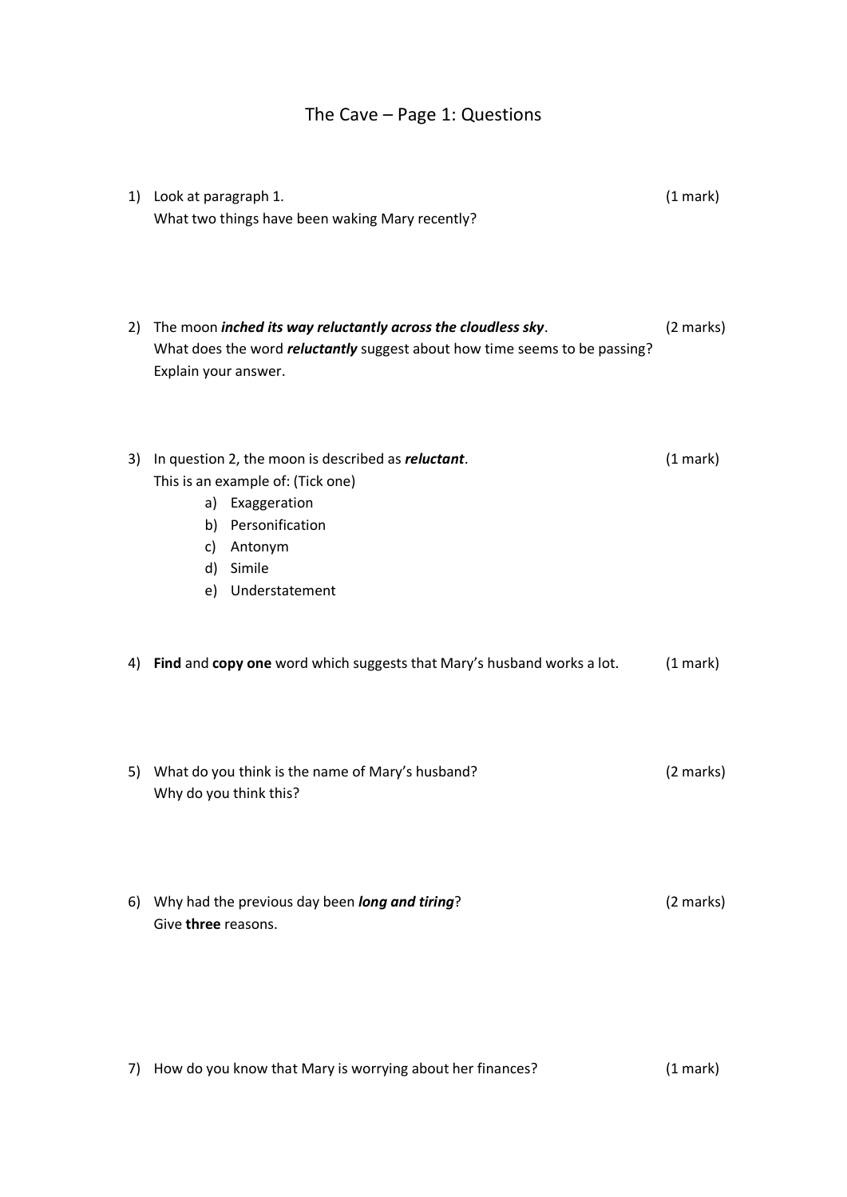# The Cave – Page 1: Questions

1) Look at paragraph 1. (1 mark)
   What two things have been waking Mary recently?

2) The moon ***inched its way reluctantly across the cloudless sky***. (2 marks)
   What does the word ***reluctantly*** suggest about how time seems to be passing?
   Explain your answer.

3) In question 2, the moon is described as ***reluctant***. (1 mark)
   This is an example of: (Tick one)
   a) Exaggeration
   b) Personification
   c) Antonym
   d) Simile
   e) Understatement

4) **Find** and **copy one** word which suggests that Mary's husband works a lot. (1 mark)

5) What do you think is the name of Mary's husband? (2 marks)
   Why do you think this?

6) Why had the previous day been ***long and tiring***? (2 marks)
   Give **three** reasons.

7) How do you know that Mary is worrying about her finances? (1 mark)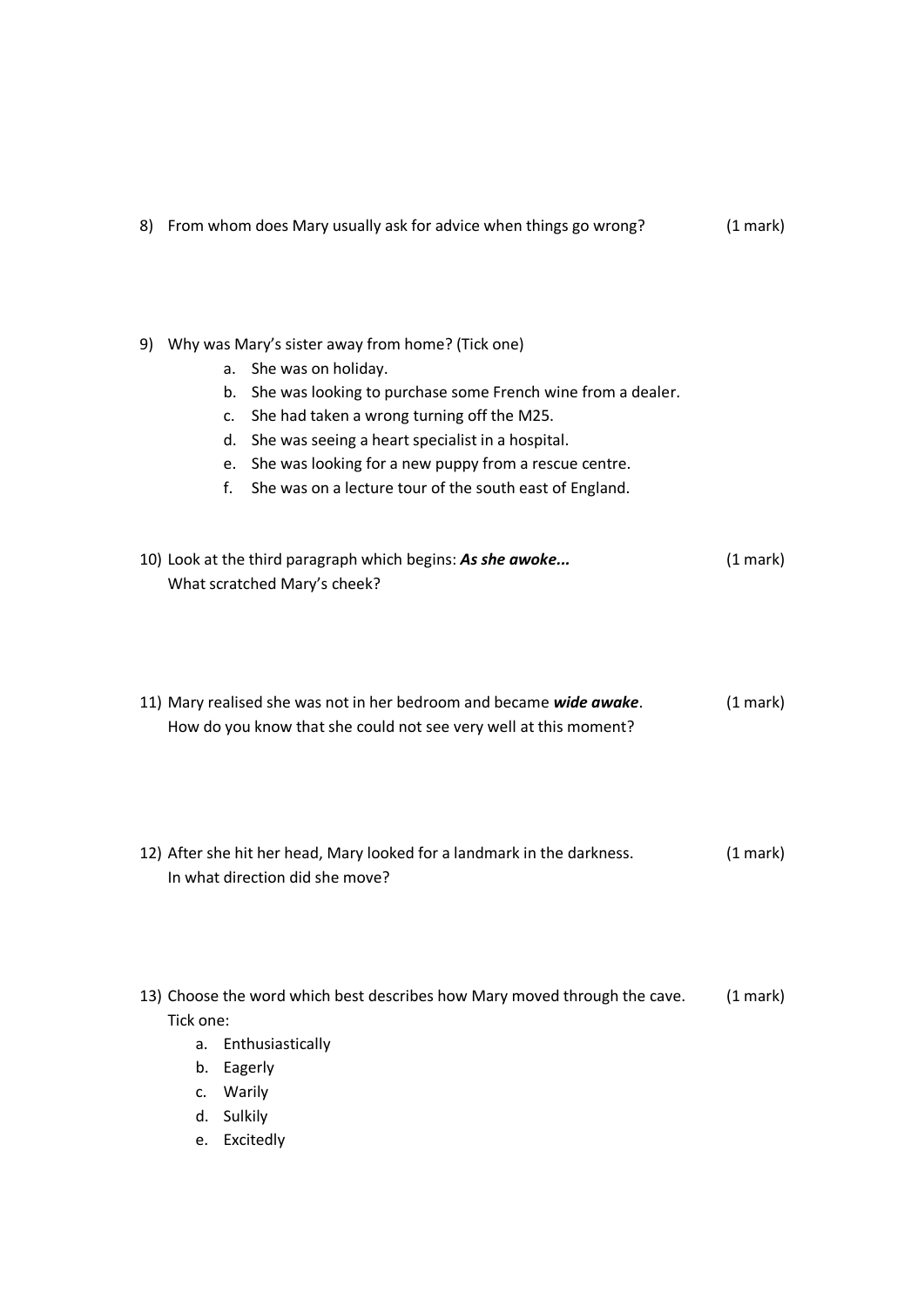8) From whom does Mary usually ask for advice when things go wrong? (1 mark)

9) Why was Mary's sister away from home? (Tick one)
   a. She was on holiday.
   b. She was looking to purchase some French wine from a dealer.
   c. She had taken a wrong turning off the M25.
   d. She was seeing a heart specialist in a hospital.
   e. She was looking for a new puppy from a rescue centre.
   f. She was on a lecture tour of the south east of England.

10) Look at the third paragraph which begins: ***As she awoke...*** (1 mark)
    What scratched Mary's cheek?

11) Mary realised she was not in her bedroom and became ***wide awake***. (1 mark)
    How do you know that she could not see very well at this moment?

12) After she hit her head, Mary looked for a landmark in the darkness. (1 mark)
    In what direction did she move?

13) Choose the word which best describes how Mary moved through the cave. (1 mark)
    Tick one:
    a. Enthusiastically
    b. Eagerly
    c. Warily
    d. Sulkily
    e. Excitedly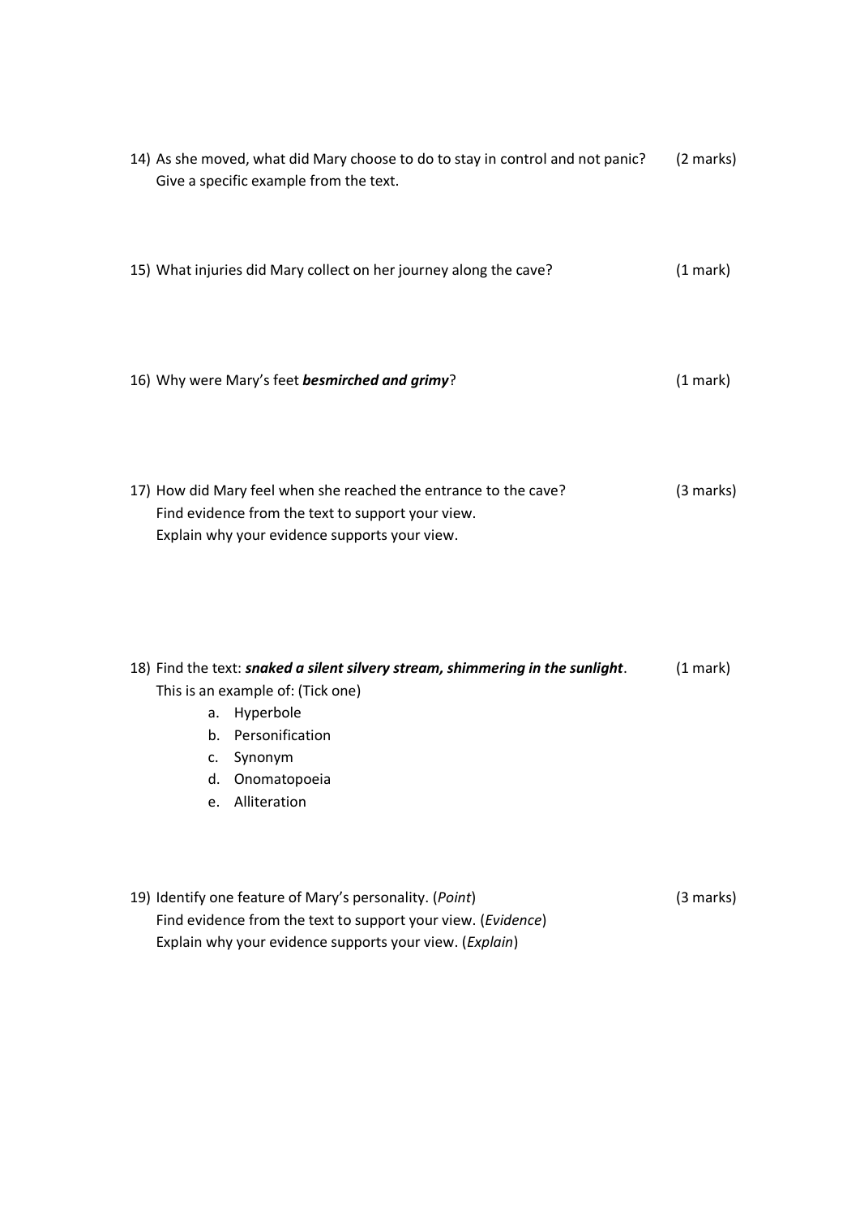14) As she moved, what did Mary choose to do to stay in control and not panic? (2 marks)
Give a specific example from the text.

15) What injuries did Mary collect on her journey along the cave? (1 mark)

16) Why were Mary's feet ***besmirched and grimy***? (1 mark)

17) How did Mary feel when she reached the entrance to the cave? (3 marks)
Find evidence from the text to support your view.
Explain why your evidence supports your view.

18) Find the text: ***snaked a silent silvery stream, shimmering in the sunlight***. (1 mark)
This is an example of: (Tick one)

a. Hyperbole
b. Personification
c. Synonym
d. Onomatopoeia
e. Alliteration

19) Identify one feature of Mary's personality. (*Point*) (3 marks)
Find evidence from the text to support your view. (*Evidence*)
Explain why your evidence supports your view. (*Explain*)